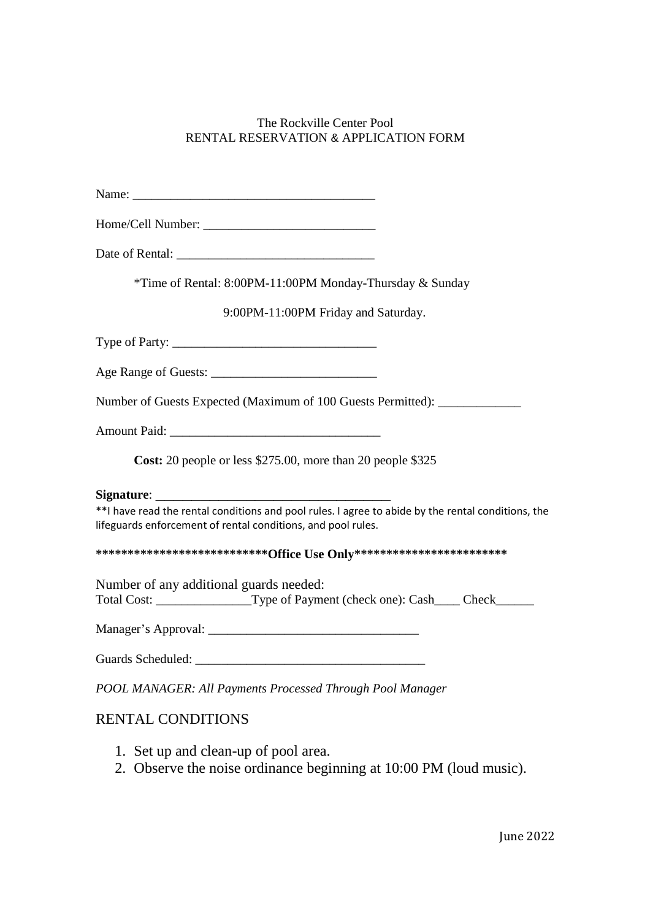The Rockville Center Pool
RENTAL RESERVATION & APPLICATION FORM

Name: ______________________________________

Home/Cell Number: ___________________________

Date of Rental: _______________________________

*Time of Rental: 8:00PM-11:00PM Monday-Thursday & Sunday

9:00PM-11:00PM Friday and Saturday.

Type of Party: _______________________________

Age Range of Guests: __________________________

Number of Guests Expected (Maximum of 100 Guests Permitted): _____________

Amount Paid: ________________________________

**Cost:** 20 people or less $275.00, more than 20 people $325

**Signature**: ____________________________________

**I have read the rental conditions and pool rules. I agree to abide by the rental conditions, the lifeguards enforcement of rental conditions, and pool rules.

**\*\*\*\*\*\*\*\*\*\*\*\*\*\*\*\*\*\*\*\*\*\*\*\*\*\*\*Office Use Only\*\*\*\*\*\*\*\*\*\*\*\*\*\*\*\*\*\*\*\*\*\*\*\*\***

Number of any additional guards needed:
Total Cost: _______________Type of Payment (check one): Cash____ Check______

Manager's Approval: ________________________________

Guards Scheduled: ____________________________________

*POOL MANAGER: All Payments Processed Through Pool Manager*

## RENTAL CONDITIONS

1. Set up and clean-up of pool area.
2. Observe the noise ordinance beginning at 10:00 PM (loud music).

June 2022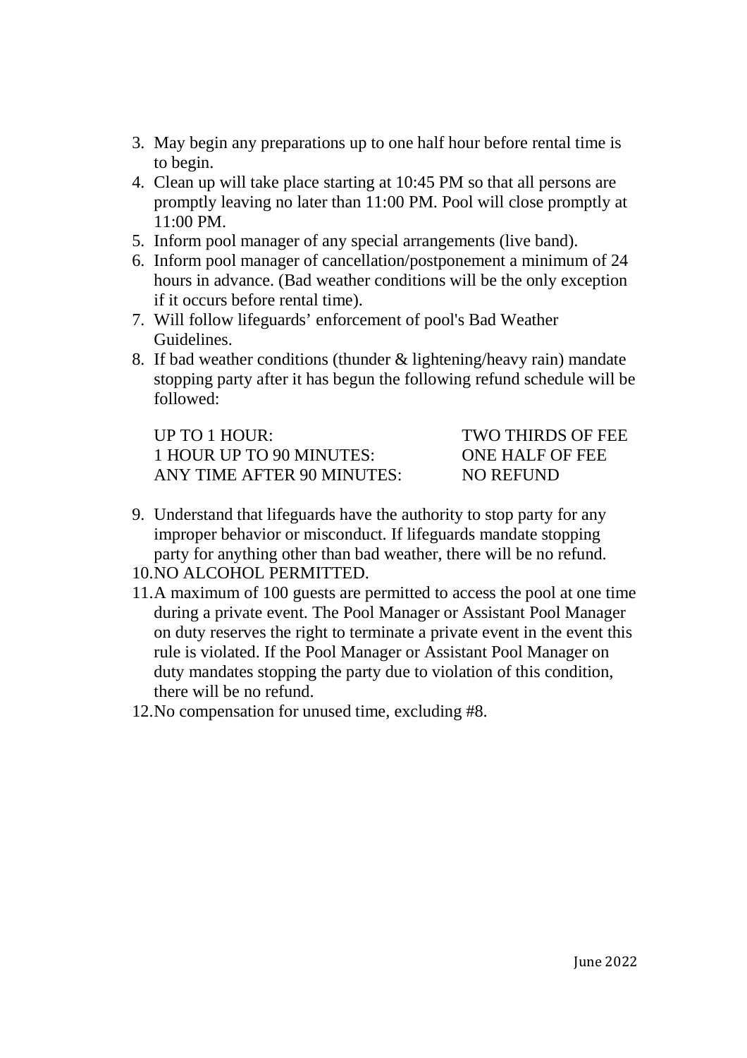3. May begin any preparations up to one half hour before rental time is to begin.
4. Clean up will take place starting at 10:45 PM so that all persons are promptly leaving no later than 11:00 PM. Pool will close promptly at 11:00 PM.
5. Inform pool manager of any special arrangements (live band).
6. Inform pool manager of cancellation/postponement a minimum of 24 hours in advance. (Bad weather conditions will be the only exception if it occurs before rental time).
7. Will follow lifeguards' enforcement of pool's Bad Weather Guidelines.
8. If bad weather conditions (thunder & lightening/heavy rain) mandate stopping party after it has begun the following refund schedule will be followed:

| | |
|---|---|
| UP TO 1 HOUR: | TWO THIRDS OF FEE |
| 1 HOUR UP TO 90 MINUTES: | ONE HALF OF FEE |
| ANY TIME AFTER 90 MINUTES: | NO REFUND |

9. Understand that lifeguards have the authority to stop party for any improper behavior or misconduct. If lifeguards mandate stopping party for anything other than bad weather, there will be no refund.
10. NO ALCOHOL PERMITTED.
11. A maximum of 100 guests are permitted to access the pool at one time during a private event. The Pool Manager or Assistant Pool Manager on duty reserves the right to terminate a private event in the event this rule is violated. If the Pool Manager or Assistant Pool Manager on duty mandates stopping the party due to violation of this condition, there will be no refund.
12. No compensation for unused time, excluding #8.

June 2022